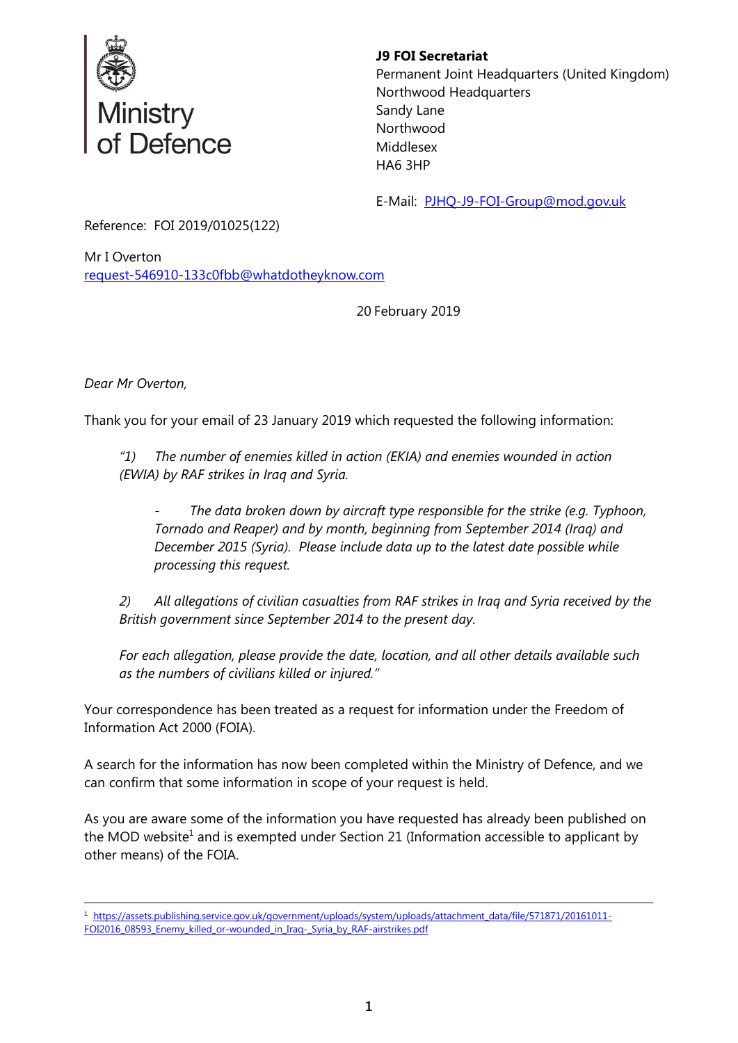Ministry of Defence

**J9 FOI Secretariat**
Permanent Joint Headquarters (United Kingdom)
Northwood Headquarters
Sandy Lane
Northwood
Middlesex
HA6 3HP

E-Mail: PJHQ-J9-FOI-Group@mod.gov.uk

Reference: FOI 2019/01025(122)

Mr I Overton
request-546910-133c0fbb@whatdotheyknow.com

20 February 2019

*Dear Mr Overton,*

Thank you for your email of 23 January 2019 which requested the following information:

> *"1) The number of enemies killed in action (EKIA) and enemies wounded in action (EWIA) by RAF strikes in Iraq and Syria.*
>
> > *- The data broken down by aircraft type responsible for the strike (e.g. Typhoon, Tornado and Reaper) and by month, beginning from September 2014 (Iraq) and December 2015 (Syria). Please include data up to the latest date possible while processing this request.*
>
> *2) All allegations of civilian casualties from RAF strikes in Iraq and Syria received by the British government since September 2014 to the present day.*
>
> *For each allegation, please provide the date, location, and all other details available such as the numbers of civilians killed or injured."*

Your correspondence has been treated as a request for information under the Freedom of Information Act 2000 (FOIA).

A search for the information has now been completed within the Ministry of Defence, and we can confirm that some information in scope of your request is held.

As you are aware some of the information you have requested has already been published on the MOD website[1] and is exempted under Section 21 (Information accessible to applicant by other means) of the FOIA.

---

[1] https://assets.publishing.service.gov.uk/government/uploads/system/uploads/attachment_data/file/571871/20161011-FOI2016_08593_Enemy_killed_or-wounded_in_Iraq-_Syria_by_RAF-airstrikes.pdf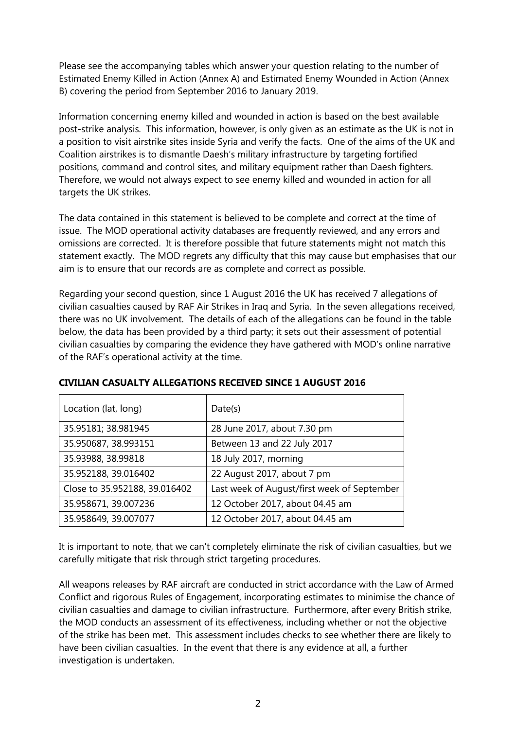Please see the accompanying tables which answer your question relating to the number of Estimated Enemy Killed in Action (Annex A) and Estimated Enemy Wounded in Action (Annex B) covering the period from September 2016 to January 2019.

Information concerning enemy killed and wounded in action is based on the best available post-strike analysis. This information, however, is only given as an estimate as the UK is not in a position to visit airstrike sites inside Syria and verify the facts. One of the aims of the UK and Coalition airstrikes is to dismantle Daesh's military infrastructure by targeting fortified positions, command and control sites, and military equipment rather than Daesh fighters. Therefore, we would not always expect to see enemy killed and wounded in action for all targets the UK strikes.

The data contained in this statement is believed to be complete and correct at the time of issue. The MOD operational activity databases are frequently reviewed, and any errors and omissions are corrected. It is therefore possible that future statements might not match this statement exactly. The MOD regrets any difficulty that this may cause but emphasises that our aim is to ensure that our records are as complete and correct as possible.

Regarding your second question, since 1 August 2016 the UK has received 7 allegations of civilian casualties caused by RAF Air Strikes in Iraq and Syria. In the seven allegations received, there was no UK involvement. The details of each of the allegations can be found in the table below, the data has been provided by a third party; it sets out their assessment of potential civilian casualties by comparing the evidence they have gathered with MOD's online narrative of the RAF's operational activity at the time.

**CIVILIAN CASUALTY ALLEGATIONS RECEIVED SINCE 1 AUGUST 2016**

| Location (lat, long) | Date(s) |
|---|---|
| 35.95181; 38.981945 | 28 June 2017, about 7.30 pm |
| 35.950687, 38.993151 | Between 13 and 22 July 2017 |
| 35.93988, 38.99818 | 18 July 2017, morning |
| 35.952188, 39.016402 | 22 August 2017, about 7 pm |
| Close to 35.952188, 39.016402 | Last week of August/first week of September |
| 35.958671, 39.007236 | 12 October 2017, about 04.45 am |
| 35.958649, 39.007077 | 12 October 2017, about 04.45 am |

It is important to note, that we can't completely eliminate the risk of civilian casualties, but we carefully mitigate that risk through strict targeting procedures.

All weapons releases by RAF aircraft are conducted in strict accordance with the Law of Armed Conflict and rigorous Rules of Engagement, incorporating estimates to minimise the chance of civilian casualties and damage to civilian infrastructure. Furthermore, after every British strike, the MOD conducts an assessment of its effectiveness, including whether or not the objective of the strike has been met. This assessment includes checks to see whether there are likely to have been civilian casualties. In the event that there is any evidence at all, a further investigation is undertaken.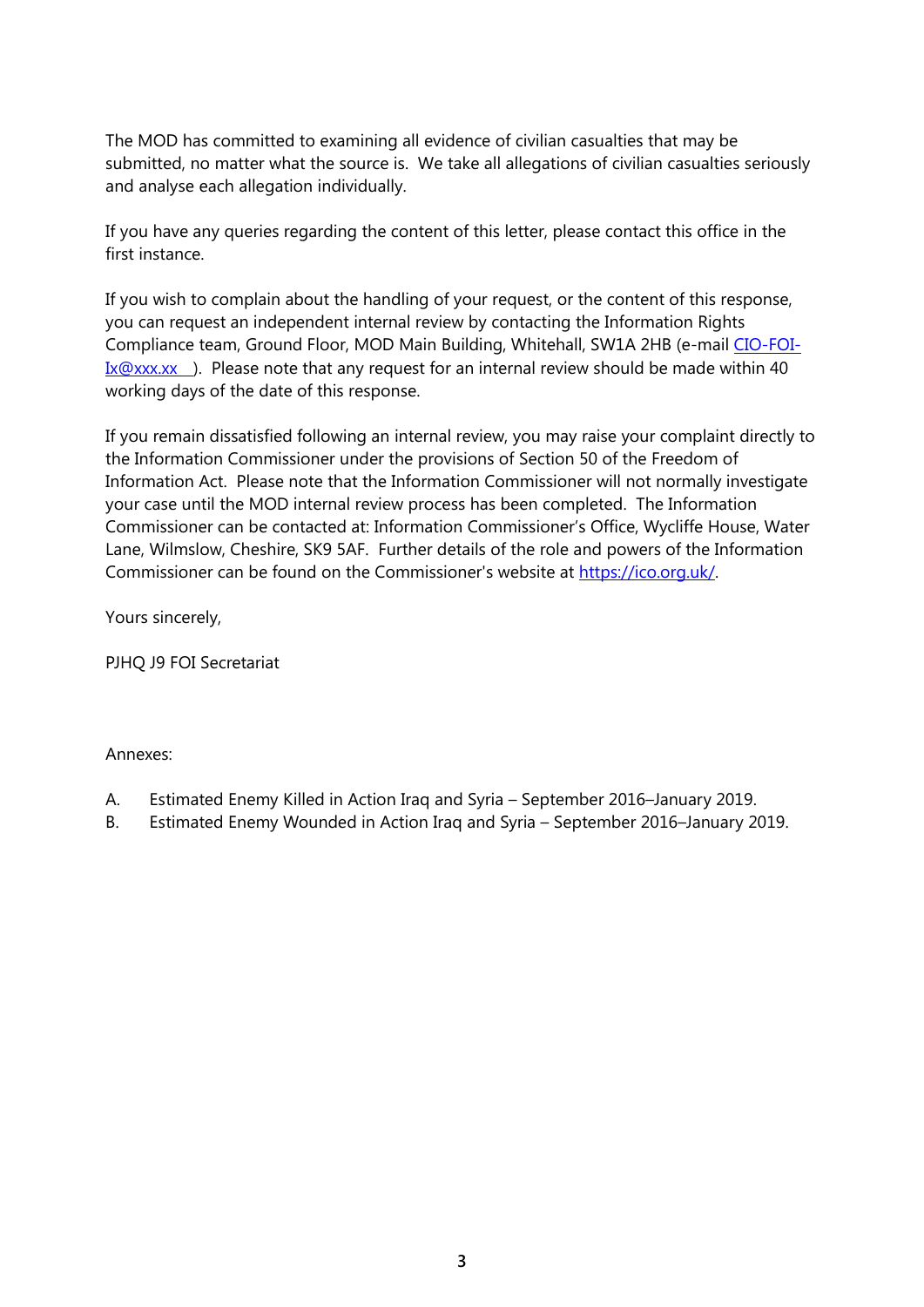The MOD has committed to examining all evidence of civilian casualties that may be submitted, no matter what the source is. We take all allegations of civilian casualties seriously and analyse each allegation individually.

If you have any queries regarding the content of this letter, please contact this office in the first instance.

If you wish to complain about the handling of your request, or the content of this response, you can request an independent internal review by contacting the Information Rights Compliance team, Ground Floor, MOD Main Building, Whitehall, SW1A 2HB (e-mail CIO-FOI-Ix@xxx.xx ). Please note that any request for an internal review should be made within 40 working days of the date of this response.

If you remain dissatisfied following an internal review, you may raise your complaint directly to the Information Commissioner under the provisions of Section 50 of the Freedom of Information Act. Please note that the Information Commissioner will not normally investigate your case until the MOD internal review process has been completed. The Information Commissioner can be contacted at: Information Commissioner's Office, Wycliffe House, Water Lane, Wilmslow, Cheshire, SK9 5AF. Further details of the role and powers of the Information Commissioner can be found on the Commissioner's website at https://ico.org.uk/.

Yours sincerely,

PJHQ J9 FOI Secretariat

Annexes:

A. Estimated Enemy Killed in Action Iraq and Syria – September 2016–January 2019.
B. Estimated Enemy Wounded in Action Iraq and Syria – September 2016–January 2019.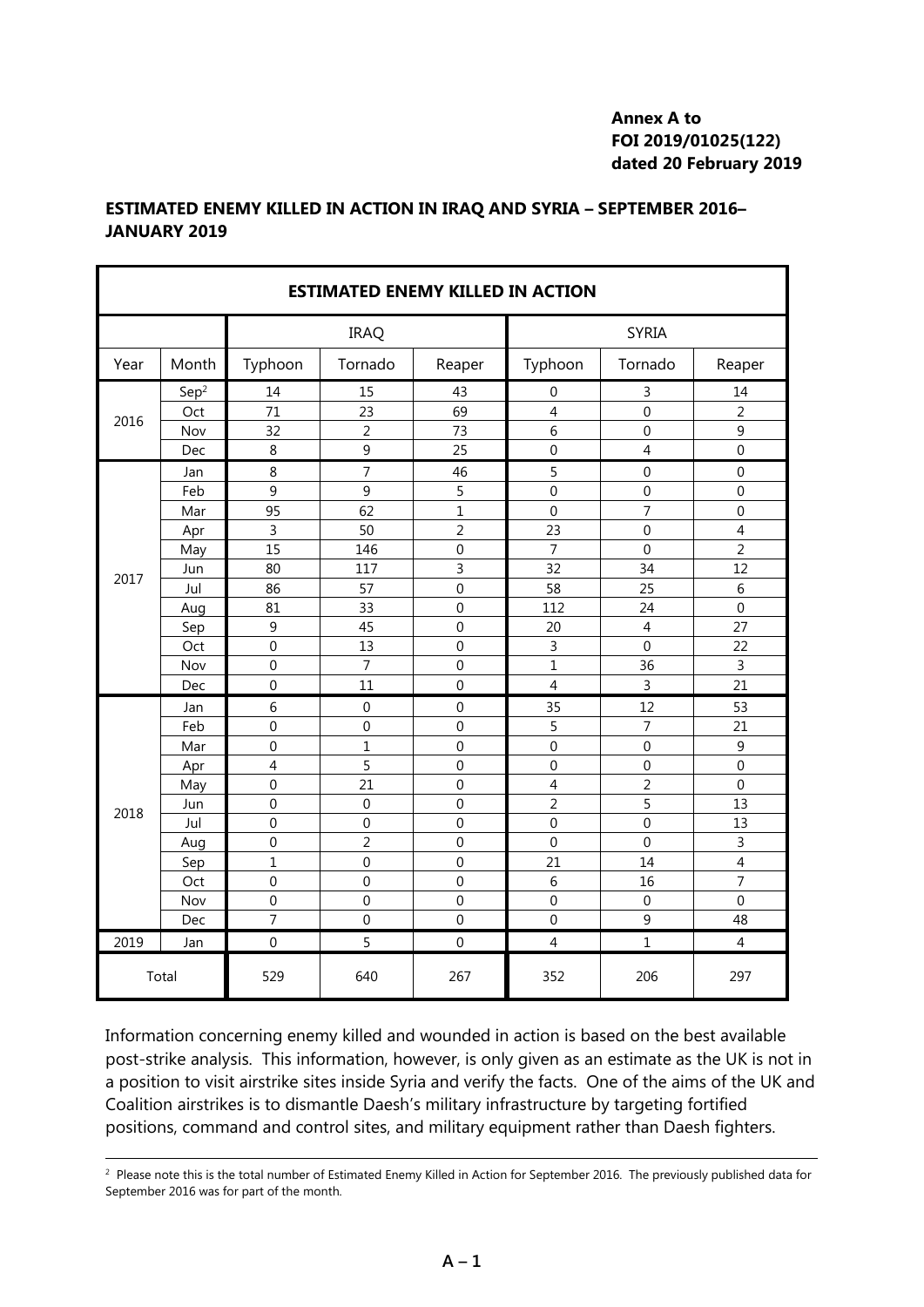**Annex A to**
**FOI 2019/01025(122)**
**dated 20 February 2019**

**ESTIMATED ENEMY KILLED IN ACTION IN IRAQ AND SYRIA – SEPTEMBER 2016–JANUARY 2019**

| ESTIMATED ENEMY KILLED IN ACTION | | | | | | | |
|---|---|---|---|---|---|---|---|
| | | IRAQ | | | SYRIA | | |
| Year | Month | Typhoon | Tornado | Reaper | Typhoon | Tornado | Reaper |
| 2016 | Sep[2] | 14 | 15 | 43 | 0 | 3 | 14 |
| | Oct | 71 | 23 | 69 | 4 | 0 | 2 |
| | Nov | 32 | 2 | 73 | 6 | 0 | 9 |
| | Dec | 8 | 9 | 25 | 0 | 4 | 0 |
| 2017 | Jan | 8 | 7 | 46 | 5 | 0 | 0 |
| | Feb | 9 | 9 | 5 | 0 | 0 | 0 |
| | Mar | 95 | 62 | 1 | 0 | 7 | 0 |
| | Apr | 3 | 50 | 2 | 23 | 0 | 4 |
| | May | 15 | 146 | 0 | 7 | 0 | 2 |
| | Jun | 80 | 117 | 3 | 32 | 34 | 12 |
| | Jul | 86 | 57 | 0 | 58 | 25 | 6 |
| | Aug | 81 | 33 | 0 | 112 | 24 | 0 |
| | Sep | 9 | 45 | 0 | 20 | 4 | 27 |
| | Oct | 0 | 13 | 0 | 3 | 0 | 22 |
| | Nov | 0 | 7 | 0 | 1 | 36 | 3 |
| | Dec | 0 | 11 | 0 | 4 | 3 | 21 |
| 2018 | Jan | 6 | 0 | 0 | 35 | 12 | 53 |
| | Feb | 0 | 0 | 0 | 5 | 7 | 21 |
| | Mar | 0 | 1 | 0 | 0 | 0 | 9 |
| | Apr | 4 | 5 | 0 | 0 | 0 | 0 |
| | May | 0 | 21 | 0 | 4 | 2 | 0 |
| | Jun | 0 | 0 | 0 | 2 | 5 | 13 |
| | Jul | 0 | 0 | 0 | 0 | 0 | 13 |
| | Aug | 0 | 2 | 0 | 0 | 0 | 3 |
| | Sep | 1 | 0 | 0 | 21 | 14 | 4 |
| | Oct | 0 | 0 | 0 | 6 | 16 | 7 |
| | Nov | 0 | 0 | 0 | 0 | 0 | 0 |
| | Dec | 7 | 0 | 0 | 0 | 9 | 48 |
| 2019 | Jan | 0 | 5 | 0 | 4 | 1 | 4 |
| Total | | 529 | 640 | 267 | 352 | 206 | 297 |

Information concerning enemy killed and wounded in action is based on the best available post-strike analysis. This information, however, is only given as an estimate as the UK is not in a position to visit airstrike sites inside Syria and verify the facts. One of the aims of the UK and Coalition airstrikes is to dismantle Daesh's military infrastructure by targeting fortified positions, command and control sites, and military equipment rather than Daesh fighters.

[2] Please note this is the total number of Estimated Enemy Killed in Action for September 2016. The previously published data for September 2016 was for part of the month.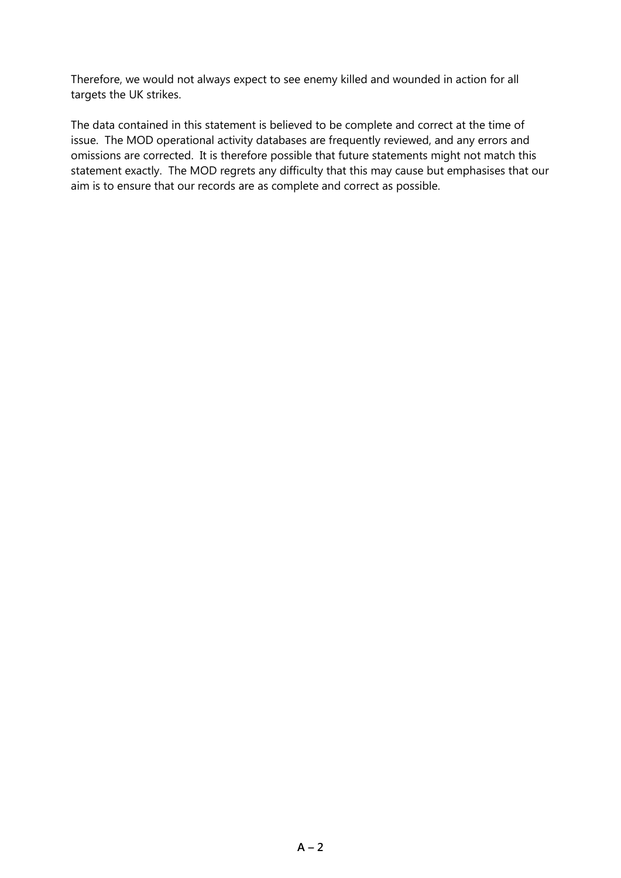Therefore, we would not always expect to see enemy killed and wounded in action for all targets the UK strikes.

The data contained in this statement is believed to be complete and correct at the time of issue. The MOD operational activity databases are frequently reviewed, and any errors and omissions are corrected. It is therefore possible that future statements might not match this statement exactly. The MOD regrets any difficulty that this may cause but emphasises that our aim is to ensure that our records are as complete and correct as possible.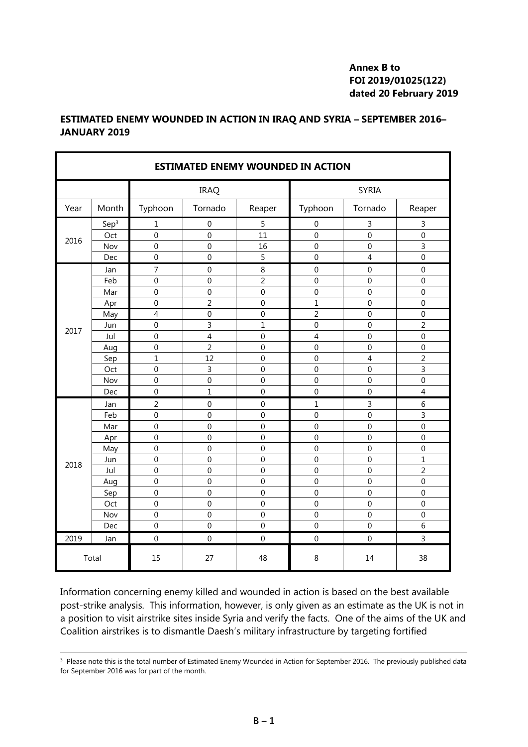**Annex B to**
**FOI 2019/01025(122)**
**dated 20 February 2019**

**ESTIMATED ENEMY WOUNDED IN ACTION IN IRAQ AND SYRIA – SEPTEMBER 2016–JANUARY 2019**

| ESTIMATED ENEMY WOUNDED IN ACTION | | | | | | | |
|---|---|---|---|---|---|---|---|
| | | IRAQ | | | SYRIA | | |
| Year | Month | Typhoon | Tornado | Reaper | Typhoon | Tornado | Reaper |
| 2016 | Sep[3] | 1 | 0 | 5 | 0 | 3 | 3 |
| | Oct | 0 | 0 | 11 | 0 | 0 | 0 |
| | Nov | 0 | 0 | 16 | 0 | 0 | 3 |
| | Dec | 0 | 0 | 5 | 0 | 4 | 0 |
| 2017 | Jan | 7 | 0 | 8 | 0 | 0 | 0 |
| | Feb | 0 | 0 | 2 | 0 | 0 | 0 |
| | Mar | 0 | 0 | 0 | 0 | 0 | 0 |
| | Apr | 0 | 2 | 0 | 1 | 0 | 0 |
| | May | 4 | 0 | 0 | 2 | 0 | 0 |
| | Jun | 0 | 3 | 1 | 0 | 0 | 2 |
| | Jul | 0 | 4 | 0 | 4 | 0 | 0 |
| | Aug | 0 | 2 | 0 | 0 | 0 | 0 |
| | Sep | 1 | 12 | 0 | 0 | 4 | 2 |
| | Oct | 0 | 3 | 0 | 0 | 0 | 3 |
| | Nov | 0 | 0 | 0 | 0 | 0 | 0 |
| | Dec | 0 | 1 | 0 | 0 | 0 | 4 |
| 2018 | Jan | 2 | 0 | 0 | 1 | 3 | 6 |
| | Feb | 0 | 0 | 0 | 0 | 0 | 3 |
| | Mar | 0 | 0 | 0 | 0 | 0 | 0 |
| | Apr | 0 | 0 | 0 | 0 | 0 | 0 |
| | May | 0 | 0 | 0 | 0 | 0 | 0 |
| | Jun | 0 | 0 | 0 | 0 | 0 | 1 |
| | Jul | 0 | 0 | 0 | 0 | 0 | 2 |
| | Aug | 0 | 0 | 0 | 0 | 0 | 0 |
| | Sep | 0 | 0 | 0 | 0 | 0 | 0 |
| | Oct | 0 | 0 | 0 | 0 | 0 | 0 |
| | Nov | 0 | 0 | 0 | 0 | 0 | 0 |
| | Dec | 0 | 0 | 0 | 0 | 0 | 6 |
| 2019 | Jan | 0 | 0 | 0 | 0 | 0 | 3 |
| Total | | 15 | 27 | 48 | 8 | 14 | 38 |

Information concerning enemy killed and wounded in action is based on the best available post-strike analysis. This information, however, is only given as an estimate as the UK is not in a position to visit airstrike sites inside Syria and verify the facts. One of the aims of the UK and Coalition airstrikes is to dismantle Daesh's military infrastructure by targeting fortified

[3] Please note this is the total number of Estimated Enemy Wounded in Action for September 2016. The previously published data for September 2016 was for part of the month.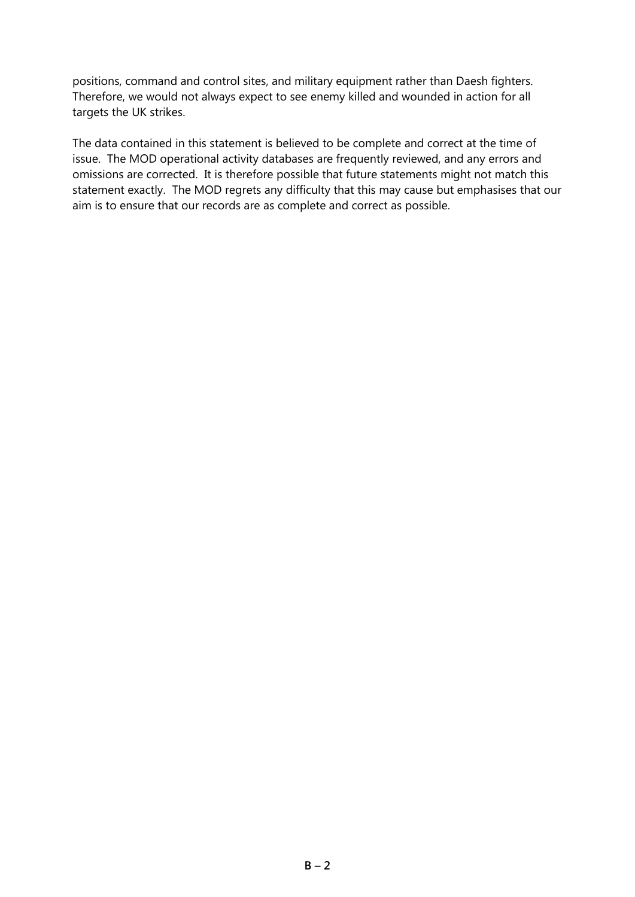positions, command and control sites, and military equipment rather than Daesh fighters. Therefore, we would not always expect to see enemy killed and wounded in action for all targets the UK strikes.

The data contained in this statement is believed to be complete and correct at the time of issue. The MOD operational activity databases are frequently reviewed, and any errors and omissions are corrected. It is therefore possible that future statements might not match this statement exactly. The MOD regrets any difficulty that this may cause but emphasises that our aim is to ensure that our records are as complete and correct as possible.